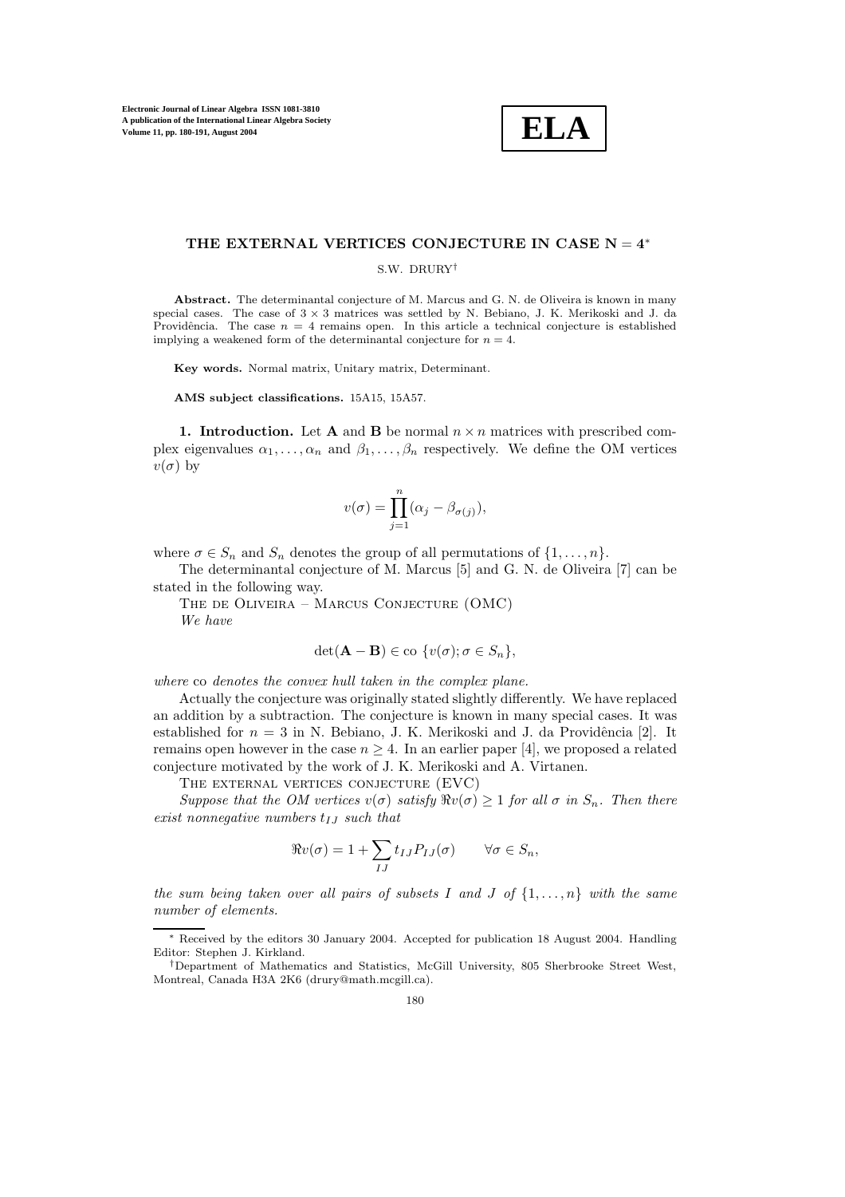# THE EXTERNAL VERTICES CONJECTURE IN CASE N = 4*

S.W. DRURY†

**Abstract.** The determinantal conjecture of M. Marcus and G. N. de Oliveira is known in many special cases. The case of $3 \times 3$ matrices was settled by N. Bebiano, J. K. Merikoski and J. da Providência. The case $n = 4$ remains open. In this article a technical conjecture is established implying a weakened form of the determinantal conjecture for $n = 4$.

**Key words.** Normal matrix, Unitary matrix, Determinant.

**AMS subject classifications.** 15A15, 15A57.

**1. Introduction.** Let $\mathbf{A}$ and $\mathbf{B}$ be normal $n \times n$ matrices with prescribed complex eigenvalues $\alpha_1, \ldots, \alpha_n$ and $\beta_1, \ldots, \beta_n$ respectively. We define the OM vertices $v(\sigma)$ by

$$v(\sigma) = \prod_{j=1}^{n} (\alpha_j - \beta_{\sigma(j)}),$$

where $\sigma \in S_n$ and $S_n$ denotes the group of all permutations of $\{1, \ldots, n\}$.

The determinantal conjecture of M. Marcus [5] and G. N. de Oliveira [7] can be stated in the following way.

The de Oliveira – Marcus Conjecture (OMC)
*We have*

$$\det(\mathbf{A} - \mathbf{B}) \in \text{co } \{v(\sigma); \sigma \in S_n\},$$

*where* co *denotes the convex hull taken in the complex plane.*

Actually the conjecture was originally stated slightly differently. We have replaced an addition by a subtraction. The conjecture is known in many special cases. It was established for $n = 3$ in N. Bebiano, J. K. Merikoski and J. da Providência [2]. It remains open however in the case $n \geq 4$. In an earlier paper [4], we proposed a related conjecture motivated by the work of J. K. Merikoski and A. Virtanen.

The external vertices conjecture (EVC)
*Suppose that the OM vertices $v(\sigma)$ satisfy $\Re v(\sigma) \geq 1$ for all $\sigma$ in $S_n$. Then there exist nonnegative numbers $t_{IJ}$ such that*

$$\Re v(\sigma) = 1 + \sum_{IJ} t_{IJ} P_{IJ}(\sigma) \qquad \forall \sigma \in S_n,$$

*the sum being taken over all pairs of subsets $I$ and $J$ of $\{1, \ldots, n\}$ with the same number of elements.*

---

* Received by the editors 30 January 2004. Accepted for publication 18 August 2004. Handling Editor: Stephen J. Kirkland.

† Department of Mathematics and Statistics, McGill University, 805 Sherbrooke Street West, Montreal, Canada H3A 2K6 (drury@math.mcgill.ca).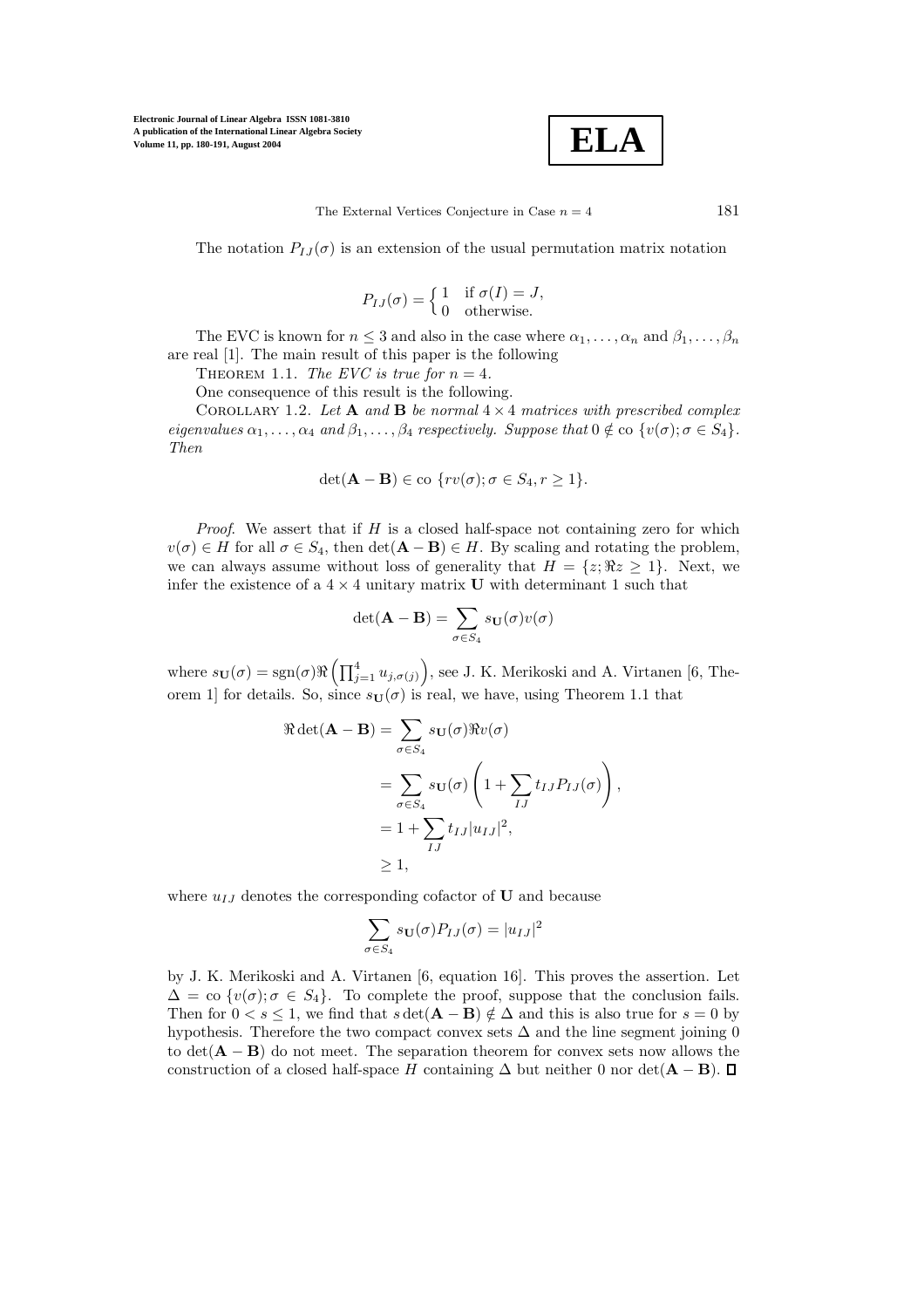The notation $P_{IJ}(\sigma)$ is an extension of the usual permutation matrix notation

$$P_{IJ}(\sigma) = \begin{cases} 1 & \text{if } \sigma(I) = J, \\ 0 & \text{otherwise.} \end{cases}$$

The EVC is known for $n \leq 3$ and also in the case where $\alpha_1, \ldots, \alpha_n$ and $\beta_1, \ldots, \beta_n$ are real [1]. The main result of this paper is the following

THEOREM 1.1. *The EVC is true for $n = 4$.*

One consequence of this result is the following.

COROLLARY 1.2. *Let $\mathbf{A}$ and $\mathbf{B}$ be normal $4 \times 4$ matrices with prescribed complex eigenvalues $\alpha_1, \ldots, \alpha_4$ and $\beta_1, \ldots, \beta_4$ respectively. Suppose that $0 \notin \text{co}\ \{v(\sigma); \sigma \in S_4\}$. Then*

$$\det(\mathbf{A} - \mathbf{B}) \in \text{co}\ \{rv(\sigma); \sigma \in S_4, r \geq 1\}.$$

*Proof.* We assert that if $H$ is a closed half-space not containing zero for which $v(\sigma) \in H$ for all $\sigma \in S_4$, then $\det(\mathbf{A} - \mathbf{B}) \in H$. By scaling and rotating the problem, we can always assume without loss of generality that $H = \{z; \Re z \geq 1\}$. Next, we infer the existence of a $4 \times 4$ unitary matrix $\mathbf{U}$ with determinant 1 such that

$$\det(\mathbf{A} - \mathbf{B}) = \sum_{\sigma \in S_4} s_{\mathbf{U}}(\sigma) v(\sigma)$$

where $s_{\mathbf{U}}(\sigma) = \text{sgn}(\sigma) \Re \left( \prod_{j=1}^{4} u_{j,\sigma(j)} \right)$, see J. K. Merikoski and A. Virtanen [6, Theorem 1] for details. So, since $s_{\mathbf{U}}(\sigma)$ is real, we have, using Theorem 1.1 that

$$\begin{aligned}
\Re \det(\mathbf{A} - \mathbf{B}) &= \sum_{\sigma \in S_4} s_{\mathbf{U}}(\sigma) \Re v(\sigma) \\
&= \sum_{\sigma \in S_4} s_{\mathbf{U}}(\sigma) \left( 1 + \sum_{IJ} t_{IJ} P_{IJ}(\sigma) \right), \\
&= 1 + \sum_{IJ} t_{IJ} |u_{IJ}|^2, \\
&\geq 1,
\end{aligned}$$

where $u_{IJ}$ denotes the corresponding cofactor of $\mathbf{U}$ and because

$$\sum_{\sigma \in S_4} s_{\mathbf{U}}(\sigma) P_{IJ}(\sigma) = |u_{IJ}|^2$$

by J. K. Merikoski and A. Virtanen [6, equation 16]. This proves the assertion. Let $\Delta = \text{co}\ \{v(\sigma); \sigma \in S_4\}$. To complete the proof, suppose that the conclusion fails. Then for $0 < s \leq 1$, we find that $s \det(\mathbf{A} - \mathbf{B}) \notin \Delta$ and this is also true for $s = 0$ by hypothesis. Therefore the two compact convex sets $\Delta$ and the line segment joining 0 to $\det(\mathbf{A} - \mathbf{B})$ do not meet. The separation theorem for convex sets now allows the construction of a closed half-space $H$ containing $\Delta$ but neither 0 nor $\det(\mathbf{A} - \mathbf{B})$. ◻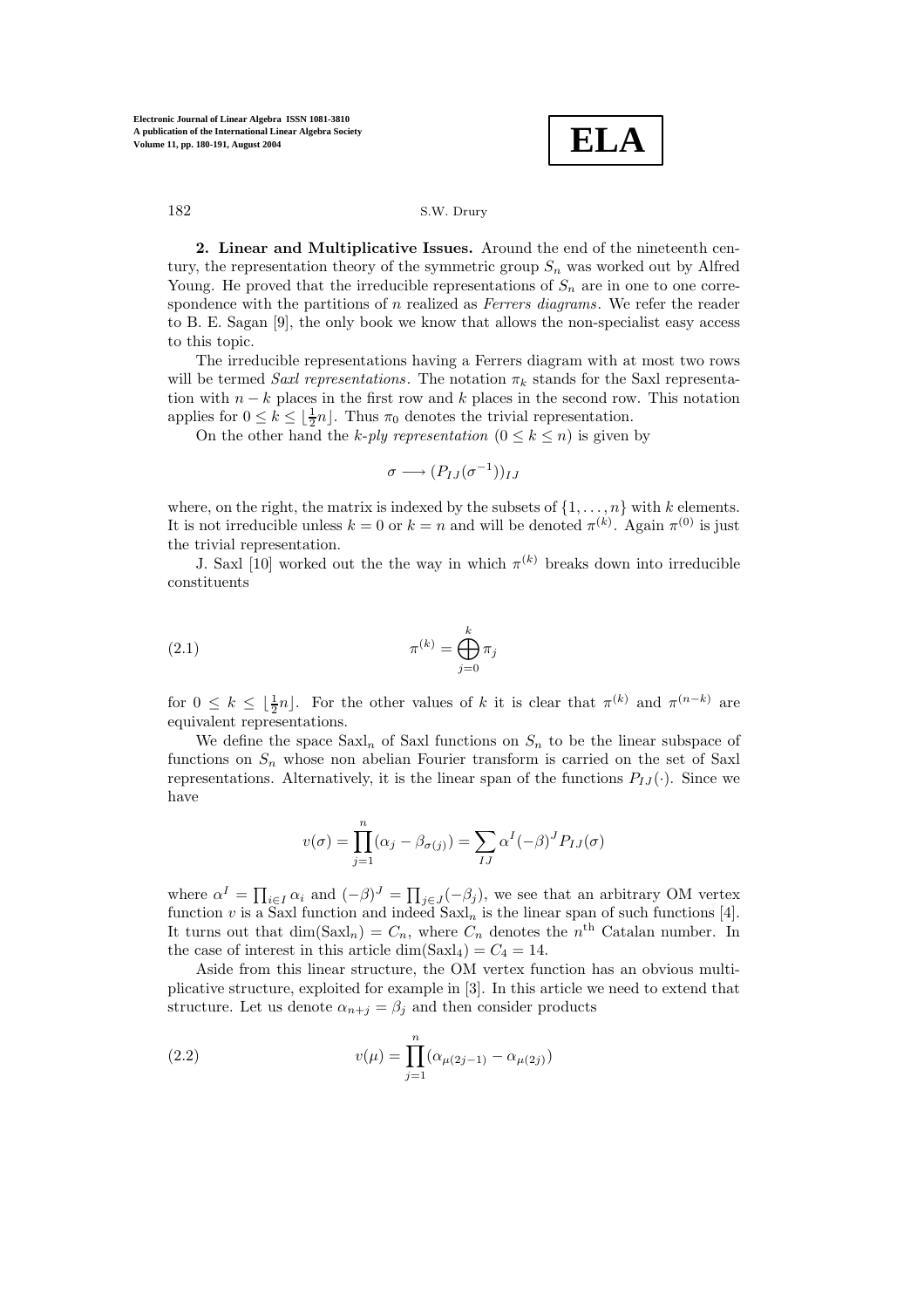**2. Linear and Multiplicative Issues.** Around the end of the nineteenth century, the representation theory of the symmetric group $S_n$ was worked out by Alfred Young. He proved that the irreducible representations of $S_n$ are in one to one correspondence with the partitions of $n$ realized as *Ferrers diagrams*. We refer the reader to B. E. Sagan [9], the only book we know that allows the non-specialist easy access to this topic.

The irreducible representations having a Ferrers diagram with at most two rows will be termed *Saxl representations*. The notation $\pi_k$ stands for the Saxl representation with $n-k$ places in the first row and $k$ places in the second row. This notation applies for $0 \le k \le \lfloor \frac{1}{2}n \rfloor$. Thus $\pi_0$ denotes the trivial representation.

On the other hand the *k-ply representation* $(0 \le k \le n)$ is given by

$$\sigma \longrightarrow (P_{IJ}(\sigma^{-1}))_{IJ}$$

where, on the right, the matrix is indexed by the subsets of $\{1, \ldots, n\}$ with $k$ elements. It is not irreducible unless $k = 0$ or $k = n$ and will be denoted $\pi^{(k)}$. Again $\pi^{(0)}$ is just the trivial representation.

J. Saxl [10] worked out the the way in which $\pi^{(k)}$ breaks down into irreducible constituents

$$\pi^{(k)} = \bigoplus_{j=0}^{k} \pi_j \tag{2.1}$$

for $0 \le k \le \lfloor \frac{1}{2}n \rfloor$. For the other values of $k$ it is clear that $\pi^{(k)}$ and $\pi^{(n-k)}$ are equivalent representations.

We define the space $\mathrm{Saxl}_n$ of Saxl functions on $S_n$ to be the linear subspace of functions on $S_n$ whose non abelian Fourier transform is carried on the set of Saxl representations. Alternatively, it is the linear span of the functions $P_{IJ}(\cdot)$. Since we have

$$v(\sigma) = \prod_{j=1}^{n} (\alpha_j - \beta_{\sigma(j)}) = \sum_{IJ} \alpha^I (-\beta)^J P_{IJ}(\sigma)$$

where $\alpha^I = \prod_{i \in I} \alpha_i$ and $(-\beta)^J = \prod_{j \in J} (-\beta_j)$, we see that an arbitrary OM vertex function $v$ is a Saxl function and indeed $\mathrm{Saxl}_n$ is the linear span of such functions [4]. It turns out that $\dim(\mathrm{Saxl}_n) = C_n$, where $C_n$ denotes the $n^{\text{th}}$ Catalan number. In the case of interest in this article $\dim(\mathrm{Saxl}_4) = C_4 = 14$.

Aside from this linear structure, the OM vertex function has an obvious multiplicative structure, exploited for example in [3]. In this article we need to extend that structure. Let us denote $\alpha_{n+j} = \beta_j$ and then consider products

$$v(\mu) = \prod_{j=1}^{n} (\alpha_{\mu(2j-1)} - \alpha_{\mu(2j)}) \tag{2.2}$$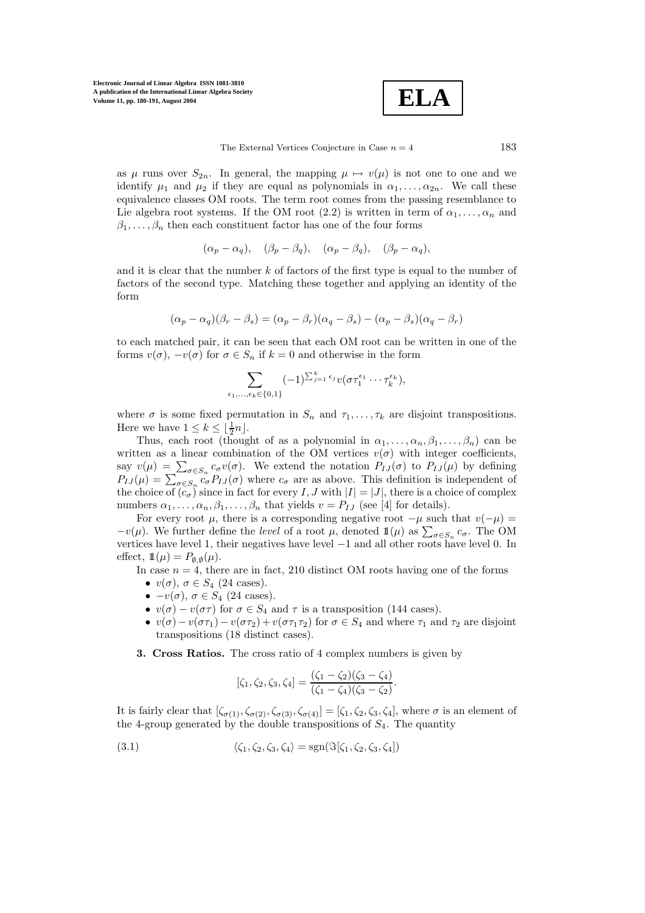as $\mu$ runs over $S_{2n}$. In general, the mapping $\mu \mapsto v(\mu)$ is not one to one and we identify $\mu_1$ and $\mu_2$ if they are equal as polynomials in $\alpha_1, \ldots, \alpha_{2n}$. We call these equivalence classes OM roots. The term root comes from the passing resemblance to Lie algebra root systems. If the OM root (2.2) is written in term of $\alpha_1, \ldots, \alpha_n$ and $\beta_1, \ldots, \beta_n$ then each constituent factor has one of the four forms

$$(\alpha_p - \alpha_q), \quad (\beta_p - \beta_q), \quad (\alpha_p - \beta_q), \quad (\beta_p - \alpha_q),$$

and it is clear that the number $k$ of factors of the first type is equal to the number of factors of the second type. Matching these together and applying an identity of the form

$$(\alpha_p - \alpha_q)(\beta_r - \beta_s) = (\alpha_p - \beta_r)(\alpha_q - \beta_s) - (\alpha_p - \beta_s)(\alpha_q - \beta_r)$$

to each matched pair, it can be seen that each OM root can be written in one of the forms $v(\sigma)$, $-v(\sigma)$ for $\sigma \in S_n$ if $k = 0$ and otherwise in the form

$$\sum_{\epsilon_1, \ldots, \epsilon_k \in \{0,1\}} (-1)^{\sum_{j=1}^{k} \epsilon_j} v(\sigma \tau_1^{\epsilon_1} \cdots \tau_k^{\epsilon_k}),$$

where $\sigma$ is some fixed permutation in $S_n$ and $\tau_1, \ldots, \tau_k$ are disjoint transpositions. Here we have $1 \leq k \leq \lfloor \frac{1}{2} n \rfloor$.

Thus, each root (thought of as a polynomial in $\alpha_1, \ldots, \alpha_n, \beta_1, \ldots, \beta_n$) can be written as a linear combination of the OM vertices $v(\sigma)$ with integer coefficients, say $v(\mu) = \sum_{\sigma \in S_n} c_\sigma v(\sigma)$. We extend the notation $P_{IJ}(\sigma)$ to $P_{IJ}(\mu)$ by defining $P_{IJ}(\mu) = \sum_{\sigma \in S_n} c_\sigma P_{IJ}(\sigma)$ where $c_\sigma$ are as above. This definition is independent of the choice of $(c_\sigma)$ since in fact for every $I, J$ with $|I| = |J|$, there is a choice of complex numbers $\alpha_1, \ldots, \alpha_n, \beta_1, \ldots, \beta_n$ that yields $v = P_{IJ}$ (see [4] for details).

For every root $\mu$, there is a corresponding negative root $-\mu$ such that $v(-\mu) = -v(\mu)$. We further define the *level* of a root $\mu$, denoted $\mathbb{1}(\mu)$ as $\sum_{\sigma \in S_n} c_\sigma$. The OM vertices have level 1, their negatives have level $-1$ and all other roots have level 0. In effect, $\mathbb{1}(\mu) = P_{\emptyset,\emptyset}(\mu)$.

In case $n = 4$, there are in fact, 210 distinct OM roots having one of the forms

- $v(\sigma)$, $\sigma \in S_4$ (24 cases).
- $-v(\sigma)$, $\sigma \in S_4$ (24 cases).
- $v(\sigma) - v(\sigma\tau)$ for $\sigma \in S_4$ and $\tau$ is a transposition (144 cases).
- $v(\sigma) - v(\sigma\tau_1) - v(\sigma\tau_2) + v(\sigma\tau_1\tau_2)$ for $\sigma \in S_4$ and where $\tau_1$ and $\tau_2$ are disjoint transpositions (18 distinct cases).

**3. Cross Ratios.** The cross ratio of 4 complex numbers is given by

$$[\zeta_1, \zeta_2, \zeta_3, \zeta_4] = \frac{(\zeta_1 - \zeta_2)(\zeta_3 - \zeta_4)}{(\zeta_1 - \zeta_4)(\zeta_3 - \zeta_2)}.$$

It is fairly clear that $[\zeta_{\sigma(1)}, \zeta_{\sigma(2)}, \zeta_{\sigma(3)}, \zeta_{\sigma(4)}] = [\zeta_1, \zeta_2, \zeta_3, \zeta_4]$, where $\sigma$ is an element of the 4-group generated by the double transpositions of $S_4$. The quantity

$$\langle \zeta_1, \zeta_2, \zeta_3, \zeta_4 \rangle = \operatorname{sgn}(\Im[\zeta_1, \zeta_2, \zeta_3, \zeta_4]) \tag{3.1}$$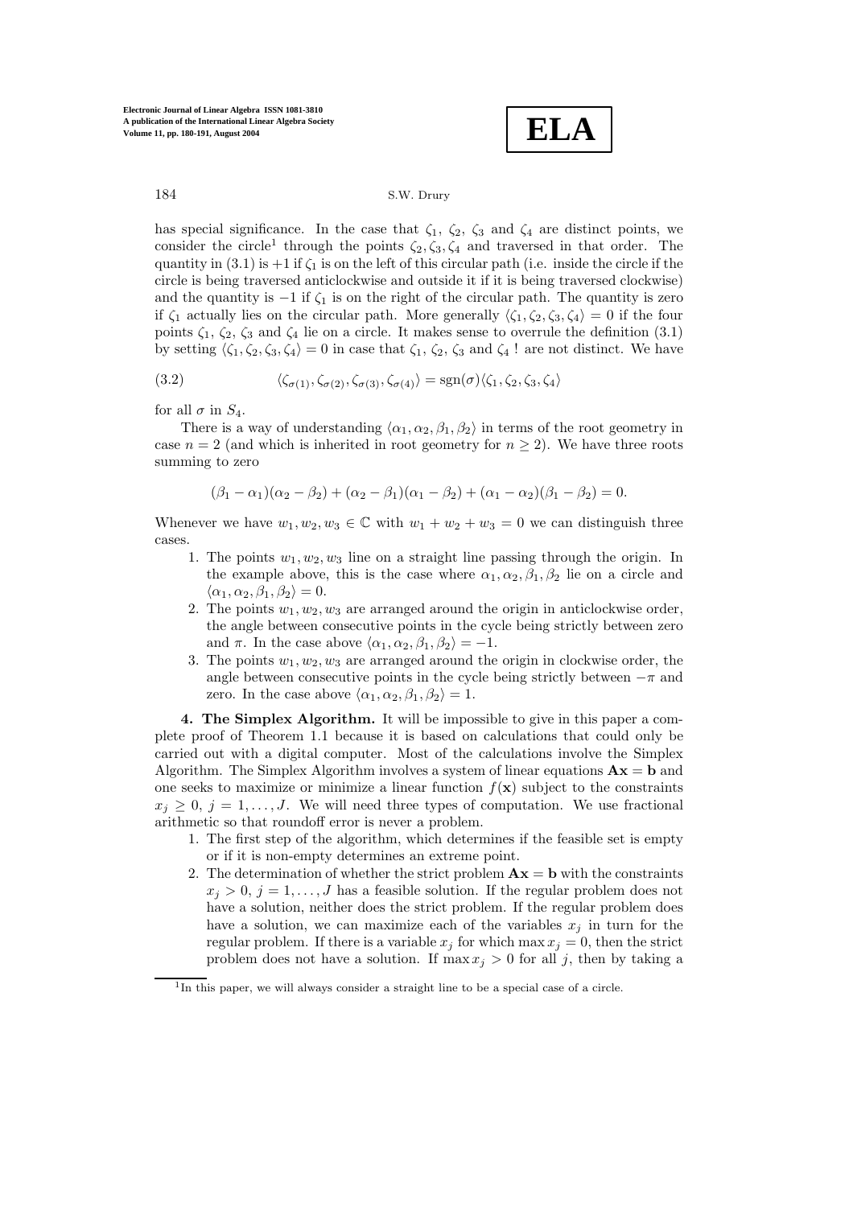has special significance. In the case that $\zeta_1$, $\zeta_2$, $\zeta_3$ and $\zeta_4$ are distinct points, we consider the circle[1] through the points $\zeta_2, \zeta_3, \zeta_4$ and traversed in that order. The quantity in (3.1) is $+1$ if $\zeta_1$ is on the left of this circular path (i.e. inside the circle if the circle is being traversed anticlockwise and outside it if it is being traversed clockwise) and the quantity is $-1$ if $\zeta_1$ is on the right of the circular path. The quantity is zero if $\zeta_1$ actually lies on the circular path. More generally $\langle \zeta_1, \zeta_2, \zeta_3, \zeta_4 \rangle = 0$ if the four points $\zeta_1$, $\zeta_2$, $\zeta_3$ and $\zeta_4$ lie on a circle. It makes sense to overrule the definition (3.1) by setting $\langle \zeta_1, \zeta_2, \zeta_3, \zeta_4 \rangle = 0$ in case that $\zeta_1$, $\zeta_2$, $\zeta_3$ and $\zeta_4$ ! are not distinct. We have

$$\langle \zeta_{\sigma(1)}, \zeta_{\sigma(2)}, \zeta_{\sigma(3)}, \zeta_{\sigma(4)} \rangle = \operatorname{sgn}(\sigma) \langle \zeta_1, \zeta_2, \zeta_3, \zeta_4 \rangle \tag{3.2}$$

for all $\sigma$ in $S_4$.

There is a way of understanding $\langle \alpha_1, \alpha_2, \beta_1, \beta_2 \rangle$ in terms of the root geometry in case $n = 2$ (and which is inherited in root geometry for $n \geq 2$). We have three roots summing to zero

$$(\beta_1 - \alpha_1)(\alpha_2 - \beta_2) + (\alpha_2 - \beta_1)(\alpha_1 - \beta_2) + (\alpha_1 - \alpha_2)(\beta_1 - \beta_2) = 0.$$

Whenever we have $w_1, w_2, w_3 \in \mathbb{C}$ with $w_1 + w_2 + w_3 = 0$ we can distinguish three cases.

1. The points $w_1, w_2, w_3$ line on a straight line passing through the origin. In the example above, this is the case where $\alpha_1, \alpha_2, \beta_1, \beta_2$ lie on a circle and $\langle \alpha_1, \alpha_2, \beta_1, \beta_2 \rangle = 0$.
2. The points $w_1, w_2, w_3$ are arranged around the origin in anticlockwise order, the angle between consecutive points in the cycle being strictly between zero and $\pi$. In the case above $\langle \alpha_1, \alpha_2, \beta_1, \beta_2 \rangle = -1$.
3. The points $w_1, w_2, w_3$ are arranged around the origin in clockwise order, the angle between consecutive points in the cycle being strictly between $-\pi$ and zero. In the case above $\langle \alpha_1, \alpha_2, \beta_1, \beta_2 \rangle = 1$.

**4. The Simplex Algorithm.** It will be impossible to give in this paper a complete proof of Theorem 1.1 because it is based on calculations that could only be carried out with a digital computer. Most of the calculations involve the Simplex Algorithm. The Simplex Algorithm involves a system of linear equations $\mathbf{A}\mathbf{x} = \mathbf{b}$ and one seeks to maximize or minimize a linear function $f(\mathbf{x})$ subject to the constraints $x_j \geq 0$, $j = 1, \ldots, J$. We will need three types of computation. We use fractional arithmetic so that roundoff error is never a problem.

1. The first step of the algorithm, which determines if the feasible set is empty or if it is non-empty determines an extreme point.
2. The determination of whether the strict problem $\mathbf{A}\mathbf{x} = \mathbf{b}$ with the constraints $x_j > 0$, $j = 1, \ldots, J$ has a feasible solution. If the regular problem does not have a solution, neither does the strict problem. If the regular problem does have a solution, we can maximize each of the variables $x_j$ in turn for the regular problem. If there is a variable $x_j$ for which $\max x_j = 0$, then the strict problem does not have a solution. If $\max x_j > 0$ for all $j$, then by taking a

[1] In this paper, we will always consider a straight line to be a special case of a circle.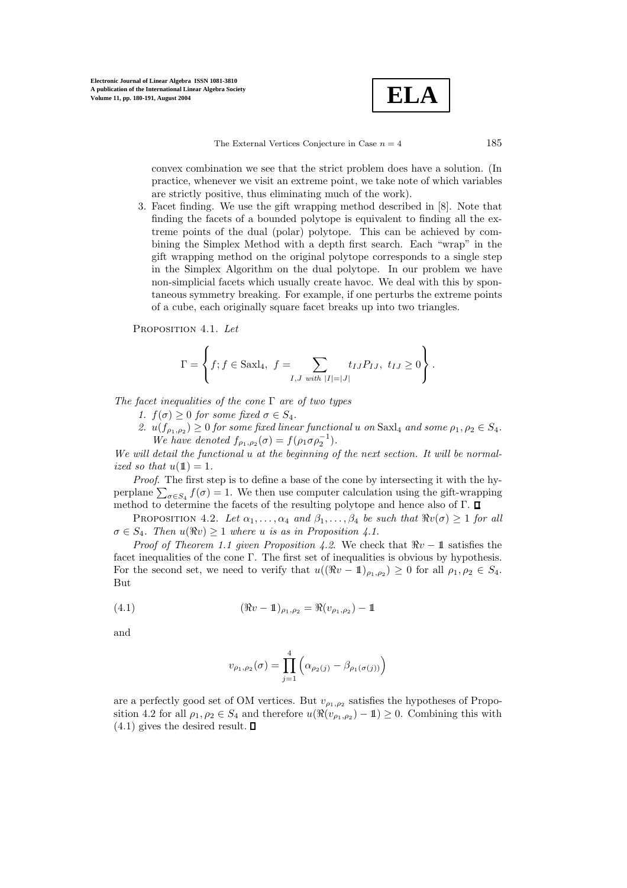convex combination we see that the strict problem does have a solution. (In practice, whenever we visit an extreme point, we take note of which variables are strictly positive, thus eliminating much of the work).

3. Facet finding. We use the gift wrapping method described in [8]. Note that finding the facets of a bounded polytope is equivalent to finding all the extreme points of the dual (polar) polytope. This can be achieved by combining the Simplex Method with a depth first search. Each "wrap" in the gift wrapping method on the original polytope corresponds to a single step in the Simplex Algorithm on the dual polytope. In our problem we have non-simplicial facets which usually create havoc. We deal with this by spontaneous symmetry breaking. For example, if one perturbs the extreme points of a cube, each originally square facet breaks up into two triangles.

Proposition 4.1. *Let*

$$\Gamma = \left\{ f; f \in \mathrm{Saxl}_4,\ f = \sum_{I,J \text{ with } |I|=|J|} t_{IJ} P_{IJ},\ t_{IJ} \geq 0 \right\}.$$

*The facet inequalities of the cone* $\Gamma$ *are of two types*

1. $f(\sigma) \geq 0$ *for some fixed* $\sigma \in S_4$.
2. $u(f_{\rho_1,\rho_2}) \geq 0$ *for some fixed linear functional* $u$ *on* $\mathrm{Saxl}_4$ *and some* $\rho_1, \rho_2 \in S_4$. *We have denoted* $f_{\rho_1,\rho_2}(\sigma) = f(\rho_1 \sigma \rho_2^{-1})$.

*We will detail the functional* $u$ *at the beginning of the next section. It will be normalized so that* $u(\mathbb{1}) = 1$.

*Proof.* The first step is to define a base of the cone by intersecting it with the hyperplane $\sum_{\sigma \in S_4} f(\sigma) = 1$. We then use computer calculation using the gift-wrapping method to determine the facets of the resulting polytope and hence also of $\Gamma$. ∎

Proposition 4.2. *Let* $\alpha_1, \ldots, \alpha_4$ *and* $\beta_1, \ldots, \beta_4$ *be such that* $\Re v(\sigma) \geq 1$ *for all* $\sigma \in S_4$. *Then* $u(\Re v) \geq 1$ *where* $u$ *is as in Proposition 4.1.*

*Proof of Theorem 1.1 given Proposition 4.2.* We check that $\Re v - \mathbb{1}$ satisfies the facet inequalities of the cone $\Gamma$. The first set of inequalities is obvious by hypothesis. For the second set, we need to verify that $u((\Re v - \mathbb{1})_{\rho_1,\rho_2}) \geq 0$ for all $\rho_1, \rho_2 \in S_4$. But

$$(\Re v - \mathbb{1})_{\rho_1,\rho_2} = \Re(v_{\rho_1,\rho_2}) - \mathbb{1} \tag{4.1}$$

and

$$v_{\rho_1,\rho_2}(\sigma) = \prod_{j=1}^{4} \left( \alpha_{\rho_2(j)} - \beta_{\rho_1(\sigma(j))} \right)$$

are a perfectly good set of OM vertices. But $v_{\rho_1,\rho_2}$ satisfies the hypotheses of Proposition 4.2 for all $\rho_1, \rho_2 \in S_4$ and therefore $u(\Re(v_{\rho_1,\rho_2}) - \mathbb{1}) \geq 0$. Combining this with (4.1) gives the desired result. ∎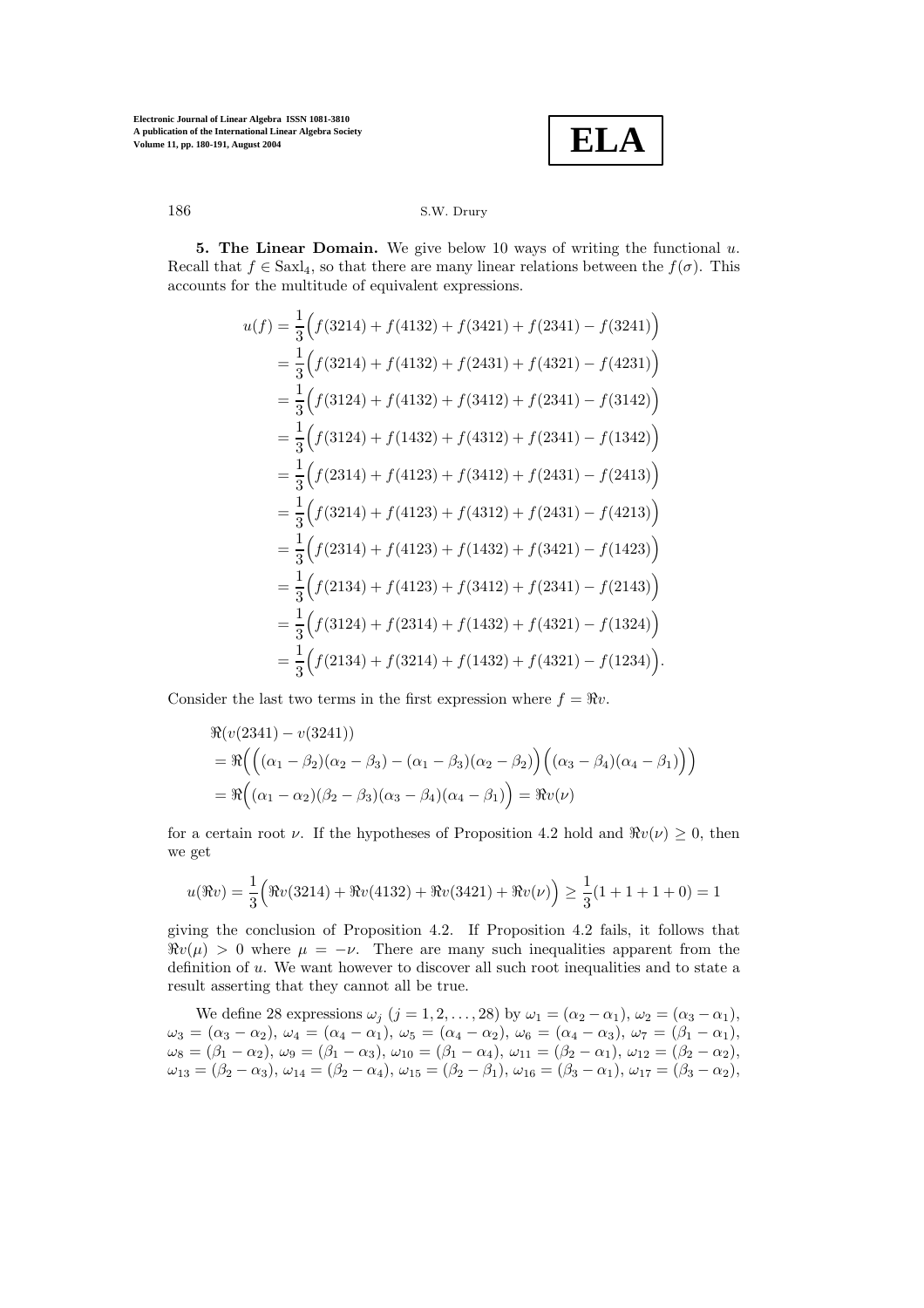**5. The Linear Domain.** We give below 10 ways of writing the functional $u$. Recall that $f \in \mathrm{Saxl}_4$, so that there are many linear relations between the $f(\sigma)$. This accounts for the multitude of equivalent expressions.

$$
\begin{aligned}
u(f) &= \frac{1}{3}\Big(f(3214) + f(4132) + f(3421) + f(2341) - f(3241)\Big)\\
&= \frac{1}{3}\Big(f(3214) + f(4132) + f(2431) + f(4321) - f(4231)\Big)\\
&= \frac{1}{3}\Big(f(3124) + f(4132) + f(3412) + f(2341) - f(3142)\Big)\\
&= \frac{1}{3}\Big(f(3124) + f(1432) + f(4312) + f(2341) - f(1342)\Big)\\
&= \frac{1}{3}\Big(f(2314) + f(4123) + f(3412) + f(2431) - f(2413)\Big)\\
&= \frac{1}{3}\Big(f(3214) + f(4123) + f(4312) + f(2431) - f(4213)\Big)\\
&= \frac{1}{3}\Big(f(2314) + f(4123) + f(1432) + f(3421) - f(1423)\Big)\\
&= \frac{1}{3}\Big(f(2134) + f(4123) + f(3412) + f(2341) - f(2143)\Big)\\
&= \frac{1}{3}\Big(f(3124) + f(2314) + f(1432) + f(4321) - f(1324)\Big)\\
&= \frac{1}{3}\Big(f(2134) + f(3214) + f(1432) + f(4321) - f(1234)\Big).
\end{aligned}
$$

Consider the last two terms in the first expression where $f = \Re v$.

$$
\begin{aligned}
&\Re(v(2341) - v(3241))\\
&= \Re\Big(\Big((\alpha_1 - \beta_2)(\alpha_2 - \beta_3) - (\alpha_1 - \beta_3)(\alpha_2 - \beta_2)\Big)\Big((\alpha_3 - \beta_4)(\alpha_4 - \beta_1)\Big)\Big)\\
&= \Re\Big((\alpha_1 - \alpha_2)(\beta_2 - \beta_3)(\alpha_3 - \beta_4)(\alpha_4 - \beta_1)\Big) = \Re v(\nu)
\end{aligned}
$$

for a certain root $\nu$. If the hypotheses of Proposition 4.2 hold and $\Re v(\nu) \geq 0$, then we get

$$
u(\Re v) = \frac{1}{3}\Big(\Re v(3214) + \Re v(4132) + \Re v(3421) + \Re v(\nu)\Big) \geq \frac{1}{3}(1 + 1 + 1 + 0) = 1
$$

giving the conclusion of Proposition 4.2. If Proposition 4.2 fails, it follows that $\Re v(\mu) > 0$ where $\mu = -\nu$. There are many such inequalities apparent from the definition of $u$. We want however to discover all such root inequalities and to state a result asserting that they cannot all be true.

We define 28 expressions $\omega_j$ $(j = 1, 2, \ldots, 28)$ by $\omega_1 = (\alpha_2 - \alpha_1)$, $\omega_2 = (\alpha_3 - \alpha_1)$, $\omega_3 = (\alpha_3 - \alpha_2)$, $\omega_4 = (\alpha_4 - \alpha_1)$, $\omega_5 = (\alpha_4 - \alpha_2)$, $\omega_6 = (\alpha_4 - \alpha_3)$, $\omega_7 = (\beta_1 - \alpha_1)$, $\omega_8 = (\beta_1 - \alpha_2)$, $\omega_9 = (\beta_1 - \alpha_3)$, $\omega_{10} = (\beta_1 - \alpha_4)$, $\omega_{11} = (\beta_2 - \alpha_1)$, $\omega_{12} = (\beta_2 - \alpha_2)$, $\omega_{13} = (\beta_2 - \alpha_3)$, $\omega_{14} = (\beta_2 - \alpha_4)$, $\omega_{15} = (\beta_2 - \beta_1)$, $\omega_{16} = (\beta_3 - \alpha_1)$, $\omega_{17} = (\beta_3 - \alpha_2)$,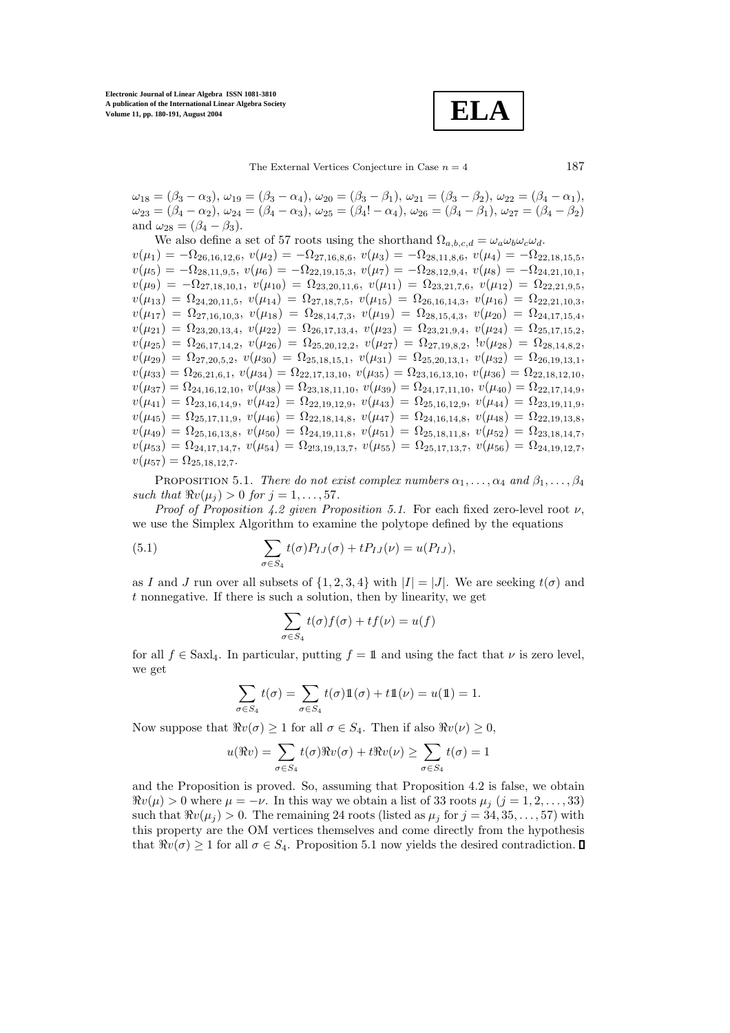$\omega_{18} = (\beta_3 - \alpha_3)$, $\omega_{19} = (\beta_3 - \alpha_4)$, $\omega_{20} = (\beta_3 - \beta_1)$, $\omega_{21} = (\beta_3 - \beta_2)$, $\omega_{22} = (\beta_4 - \alpha_1)$, $\omega_{23} = (\beta_4 - \alpha_2)$, $\omega_{24} = (\beta_4 - \alpha_3)$, $\omega_{25} = (\beta_4! - \alpha_4)$, $\omega_{26} = (\beta_4 - \beta_1)$, $\omega_{27} = (\beta_4 - \beta_2)$ and $\omega_{28} = (\beta_4 - \beta_3)$.

We also define a set of 57 roots using the shorthand $\Omega_{a,b,c,d} = \omega_a\omega_b\omega_c\omega_d$.
$v(\mu_1) = -\Omega_{26,16,12,6}$, $v(\mu_2) = -\Omega_{27,16,8,6}$, $v(\mu_3) = -\Omega_{28,11,8,6}$, $v(\mu_4) = -\Omega_{22,18,15,5}$, $v(\mu_5) = -\Omega_{28,11,9,5}$, $v(\mu_6) = -\Omega_{22,19,15,3}$, $v(\mu_7) = -\Omega_{28,12,9,4}$, $v(\mu_8) = -\Omega_{24,21,10,1}$, $v(\mu_9) = -\Omega_{27,18,10,1}$, $v(\mu_{10}) = \Omega_{23,20,11,6}$, $v(\mu_{11}) = \Omega_{23,21,7,6}$, $v(\mu_{12}) = \Omega_{22,21,9,5}$, $v(\mu_{13}) = \Omega_{24,20,11,5}$, $v(\mu_{14}) = \Omega_{27,18,7,5}$, $v(\mu_{15}) = \Omega_{26,16,14,3}$, $v(\mu_{16}) = \Omega_{22,21,10,3}$, $v(\mu_{17}) = \Omega_{27,16,10,3}$, $v(\mu_{18}) = \Omega_{28,14,7,3}$, $v(\mu_{19}) = \Omega_{28,15,4,3}$, $v(\mu_{20}) = \Omega_{24,17,15,4}$, $v(\mu_{21}) = \Omega_{23,20,13,4}$, $v(\mu_{22}) = \Omega_{26,17,13,4}$, $v(\mu_{23}) = \Omega_{23,21,9,4}$, $v(\mu_{24}) = \Omega_{25,17,15,2}$, $v(\mu_{25}) = \Omega_{26,17,14,2}$, $v(\mu_{26}) = \Omega_{25,20,12,2}$, $v(\mu_{27}) = \Omega_{27,19,8,2}$, $!v(\mu_{28}) = \Omega_{28,14,8,2}$, $v(\mu_{29}) = \Omega_{27,20,5,2}$, $v(\mu_{30}) = \Omega_{25,18,15,1}$, $v(\mu_{31}) = \Omega_{25,20,13,1}$, $v(\mu_{32}) = \Omega_{26,19,13,1}$, $v(\mu_{33}) = \Omega_{26,21,6,1}$, $v(\mu_{34}) = \Omega_{22,17,13,10}$, $v(\mu_{35}) = \Omega_{23,16,13,10}$, $v(\mu_{36}) = \Omega_{22,18,12,10}$, $v(\mu_{37}) = \Omega_{24,16,12,10}$, $v(\mu_{38}) = \Omega_{23,18,11,10}$, $v(\mu_{39}) = \Omega_{24,17,11,10}$, $v(\mu_{40}) = \Omega_{22,17,14,9}$, $v(\mu_{41}) = \Omega_{23,16,14,9}$, $v(\mu_{42}) = \Omega_{22,19,12,9}$, $v(\mu_{43}) = \Omega_{25,16,12,9}$, $v(\mu_{44}) = \Omega_{23,19,11,9}$, $v(\mu_{45}) = \Omega_{25,17,11,9}$, $v(\mu_{46}) = \Omega_{22,18,14,8}$, $v(\mu_{47}) = \Omega_{24,16,14,8}$, $v(\mu_{48}) = \Omega_{22,19,13,8}$, $v(\mu_{49}) = \Omega_{25,16,13,8}$, $v(\mu_{50}) = \Omega_{24,19,11,8}$, $v(\mu_{51}) = \Omega_{25,18,11,8}$, $v(\mu_{52}) = \Omega_{23,18,14,7}$, $v(\mu_{53}) = \Omega_{24,17,14,7}$, $v(\mu_{54}) = \Omega_{2!3,19,13,7}$, $v(\mu_{55}) = \Omega_{25,17,13,7}$, $v(\mu_{56}) = \Omega_{24,19,12,7}$, $v(\mu_{57}) = \Omega_{25,18,12,7}$.

PROPOSITION 5.1. *There do not exist complex numbers $\alpha_1, \ldots, \alpha_4$ and $\beta_1, \ldots, \beta_4$ such that $\Re v(\mu_j) > 0$ for $j = 1, \ldots, 57$.*

*Proof of Proposition 4.2 given Proposition 5.1.* For each fixed zero-level root $\nu$, we use the Simplex Algorithm to examine the polytope defined by the equations

$$\sum_{\sigma \in S_4} t(\sigma) P_{IJ}(\sigma) + t P_{IJ}(\nu) = u(P_{IJ}), \tag{5.1}$$

as $I$ and $J$ run over all subsets of $\{1, 2, 3, 4\}$ with $|I| = |J|$. We are seeking $t(\sigma)$ and $t$ nonnegative. If there is such a solution, then by linearity, we get

$$\sum_{\sigma \in S_4} t(\sigma) f(\sigma) + t f(\nu) = u(f)$$

for all $f \in \mathrm{Saxl}_4$. In particular, putting $f = \mathbb{1}$ and using the fact that $\nu$ is zero level, we get

$$\sum_{\sigma \in S_4} t(\sigma) = \sum_{\sigma \in S_4} t(\sigma) \mathbb{1}(\sigma) + t\mathbb{1}(\nu) = u(\mathbb{1}) = 1.$$

Now suppose that $\Re v(\sigma) \geq 1$ for all $\sigma \in S_4$. Then if also $\Re v(\nu) \geq 0$,

$$u(\Re v) = \sum_{\sigma \in S_4} t(\sigma) \Re v(\sigma) + t \Re v(\nu) \geq \sum_{\sigma \in S_4} t(\sigma) = 1$$

and the Proposition is proved. So, assuming that Proposition 4.2 is false, we obtain $\Re v(\mu) > 0$ where $\mu = -\nu$. In this way we obtain a list of 33 roots $\mu_j$ $(j = 1, 2, \ldots, 33)$ such that $\Re v(\mu_j) > 0$. The remaining 24 roots (listed as $\mu_j$ for $j = 34, 35, \ldots, 57$) with this property are the OM vertices themselves and come directly from the hypothesis that $\Re v(\sigma) \geq 1$ for all $\sigma \in S_4$. Proposition 5.1 now yields the desired contradiction. ∎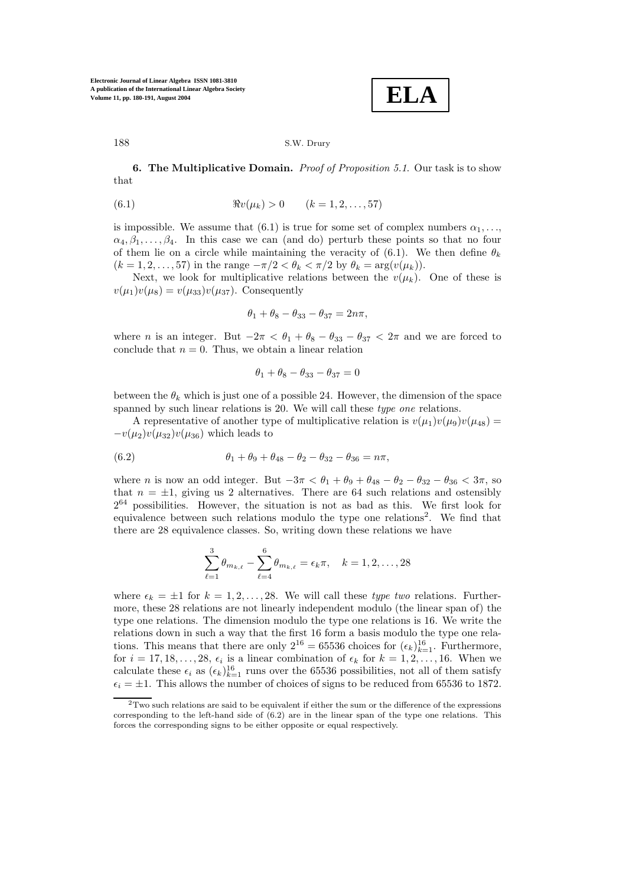**6. The Multiplicative Domain.** *Proof of Proposition 5.1.* Our task is to show that

$$\Re v(\mu_k) > 0 \qquad (k = 1, 2, \ldots, 57) \tag{6.1}$$

is impossible. We assume that (6.1) is true for some set of complex numbers $\alpha_1, \ldots,$ $\alpha_4, \beta_1, \ldots, \beta_4$. In this case we can (and do) perturb these points so that no four of them lie on a circle while maintaining the veracity of (6.1). We then define $\theta_k$ $(k = 1, 2, \ldots, 57)$ in the range $-\pi/2 < \theta_k < \pi/2$ by $\theta_k = \arg(v(\mu_k))$.

Next, we look for multiplicative relations between the $v(\mu_k)$. One of these is $v(\mu_1)v(\mu_8) = v(\mu_{33})v(\mu_{37})$. Consequently

$$\theta_1 + \theta_8 - \theta_{33} - \theta_{37} = 2n\pi,$$

where $n$ is an integer. But $-2\pi < \theta_1 + \theta_8 - \theta_{33} - \theta_{37} < 2\pi$ and we are forced to conclude that $n = 0$. Thus, we obtain a linear relation

$$\theta_1 + \theta_8 - \theta_{33} - \theta_{37} = 0$$

between the $\theta_k$ which is just one of a possible 24. However, the dimension of the space spanned by such linear relations is 20. We will call these *type one* relations.

A representative of another type of multiplicative relation is $v(\mu_1)v(\mu_9)v(\mu_{48}) = -v(\mu_2)v(\mu_{32})v(\mu_{36})$ which leads to

$$\theta_1 + \theta_9 + \theta_{48} - \theta_2 - \theta_{32} - \theta_{36} = n\pi, \tag{6.2}$$

where $n$ is now an odd integer. But $-3\pi < \theta_1 + \theta_9 + \theta_{48} - \theta_2 - \theta_{32} - \theta_{36} < 3\pi$, so that $n = \pm 1$, giving us 2 alternatives. There are 64 such relations and ostensibly $2^{64}$ possibilities. However, the situation is not as bad as this. We first look for equivalence between such relations modulo the type one relations[2]. We find that there are 28 equivalence classes. So, writing down these relations we have

$$\sum_{\ell=1}^{3} \theta_{m_{k,\ell}} - \sum_{\ell=4}^{6} \theta_{m_{k,\ell}} = \epsilon_k \pi, \quad k = 1, 2, \ldots, 28$$

where $\epsilon_k = \pm 1$ for $k = 1, 2, \ldots, 28$. We will call these *type two* relations. Furthermore, these 28 relations are not linearly independent modulo (the linear span of) the type one relations. The dimension modulo the type one relations is 16. We write the relations down in such a way that the first 16 form a basis modulo the type one relations. This means that there are only $2^{16} = 65536$ choices for $(\epsilon_k)_{k=1}^{16}$. Furthermore, for $i = 17, 18, \ldots, 28$, $\epsilon_i$ is a linear combination of $\epsilon_k$ for $k = 1, 2, \ldots, 16$. When we calculate these $\epsilon_i$ as $(\epsilon_k)_{k=1}^{16}$ runs over the 65536 possibilities, not all of them satisfy $\epsilon_i = \pm 1$. This allows the number of choices of signs to be reduced from 65536 to 1872.

[2] Two such relations are said to be equivalent if either the sum or the difference of the expressions corresponding to the left-hand side of (6.2) are in the linear span of the type one relations. This forces the corresponding signs to be either opposite or equal respectively.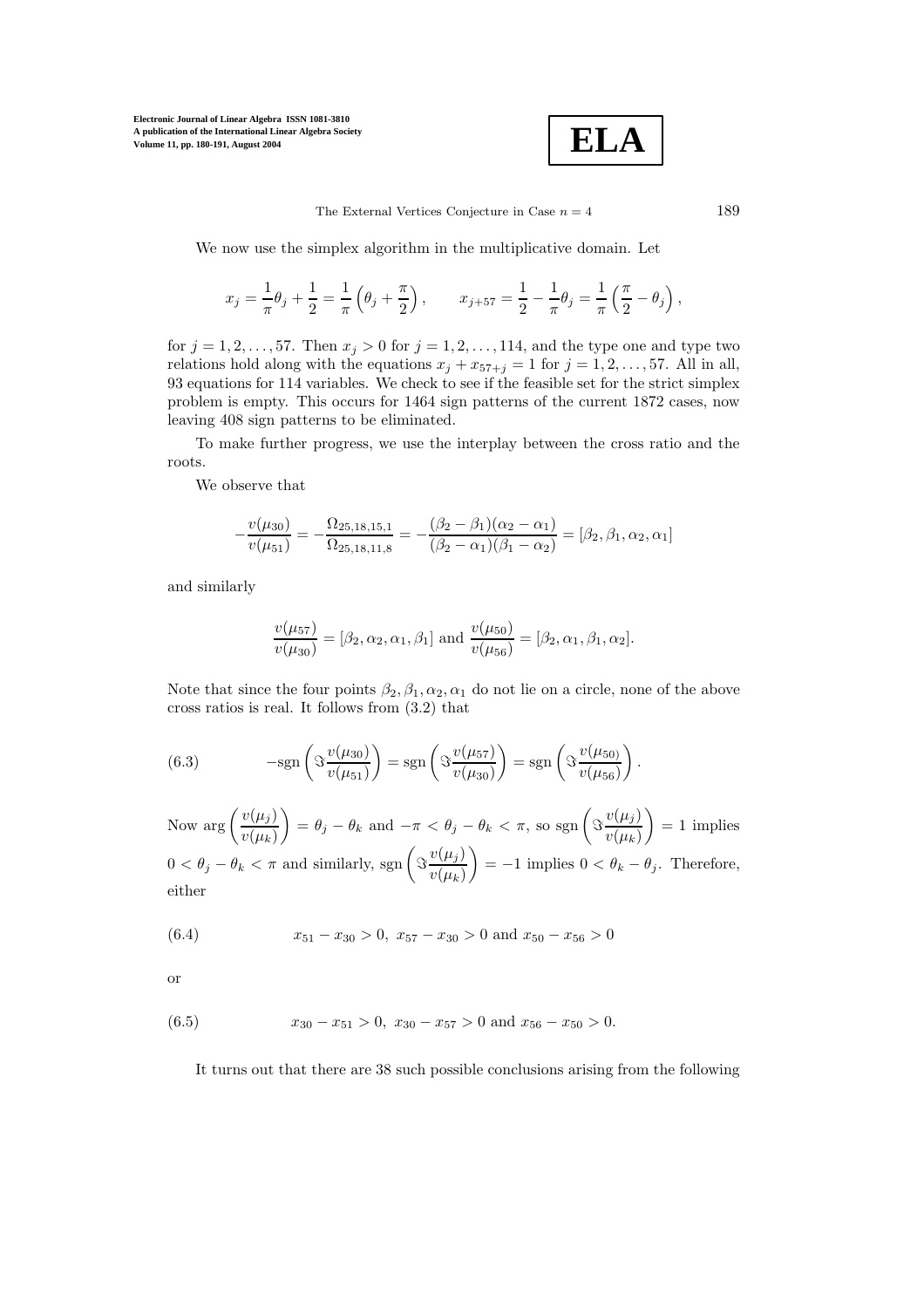We now use the simplex algorithm in the multiplicative domain. Let

$$x_j = \frac{1}{\pi}\theta_j + \frac{1}{2} = \frac{1}{\pi}\left(\theta_j + \frac{\pi}{2}\right), \qquad x_{j+57} = \frac{1}{2} - \frac{1}{\pi}\theta_j = \frac{1}{\pi}\left(\frac{\pi}{2} - \theta_j\right),$$

for $j = 1, 2, \ldots, 57$. Then $x_j > 0$ for $j = 1, 2, \ldots, 114$, and the type one and type two relations hold along with the equations $x_j + x_{57+j} = 1$ for $j = 1, 2, \ldots, 57$. All in all, 93 equations for 114 variables. We check to see if the feasible set for the strict simplex problem is empty. This occurs for 1464 sign patterns of the current 1872 cases, now leaving 408 sign patterns to be eliminated.

To make further progress, we use the interplay between the cross ratio and the roots.

We observe that

$$-\frac{v(\mu_{30})}{v(\mu_{51})} = -\frac{\Omega_{25,18,15,1}}{\Omega_{25,18,11,8}} = -\frac{(\beta_2 - \beta_1)(\alpha_2 - \alpha_1)}{(\beta_2 - \alpha_1)(\beta_1 - \alpha_2)} = [\beta_2, \beta_1, \alpha_2, \alpha_1]$$

and similarly

$$\frac{v(\mu_{57})}{v(\mu_{30})} = [\beta_2, \alpha_2, \alpha_1, \beta_1] \text{ and } \frac{v(\mu_{50})}{v(\mu_{56})} = [\beta_2, \alpha_1, \beta_1, \alpha_2].$$

Note that since the four points $\beta_2, \beta_1, \alpha_2, \alpha_1$ do not lie on a circle, none of the above cross ratios is real. It follows from (3.2) that

$$-\text{sgn}\left(\Im\frac{v(\mu_{30})}{v(\mu_{51})}\right) = \text{sgn}\left(\Im\frac{v(\mu_{57})}{v(\mu_{30})}\right) = \text{sgn}\left(\Im\frac{v(\mu_{50})}{v(\mu_{56})}\right). \tag{6.3}$$

Now $\arg\left(\frac{v(\mu_j)}{v(\mu_k)}\right) = \theta_j - \theta_k$ and $-\pi < \theta_j - \theta_k < \pi$, so $\text{sgn}\left(\Im\frac{v(\mu_j)}{v(\mu_k)}\right) = 1$ implies $0 < \theta_j - \theta_k < \pi$ and similarly, $\text{sgn}\left(\Im\frac{v(\mu_j)}{v(\mu_k)}\right) = -1$ implies $0 < \theta_k - \theta_j$. Therefore, either

$$x_{51} - x_{30} > 0,\ x_{57} - x_{30} > 0 \text{ and } x_{50} - x_{56} > 0 \tag{6.4}$$

or

$$x_{30} - x_{51} > 0,\ x_{30} - x_{57} > 0 \text{ and } x_{56} - x_{50} > 0. \tag{6.5}$$

It turns out that there are 38 such possible conclusions arising from the following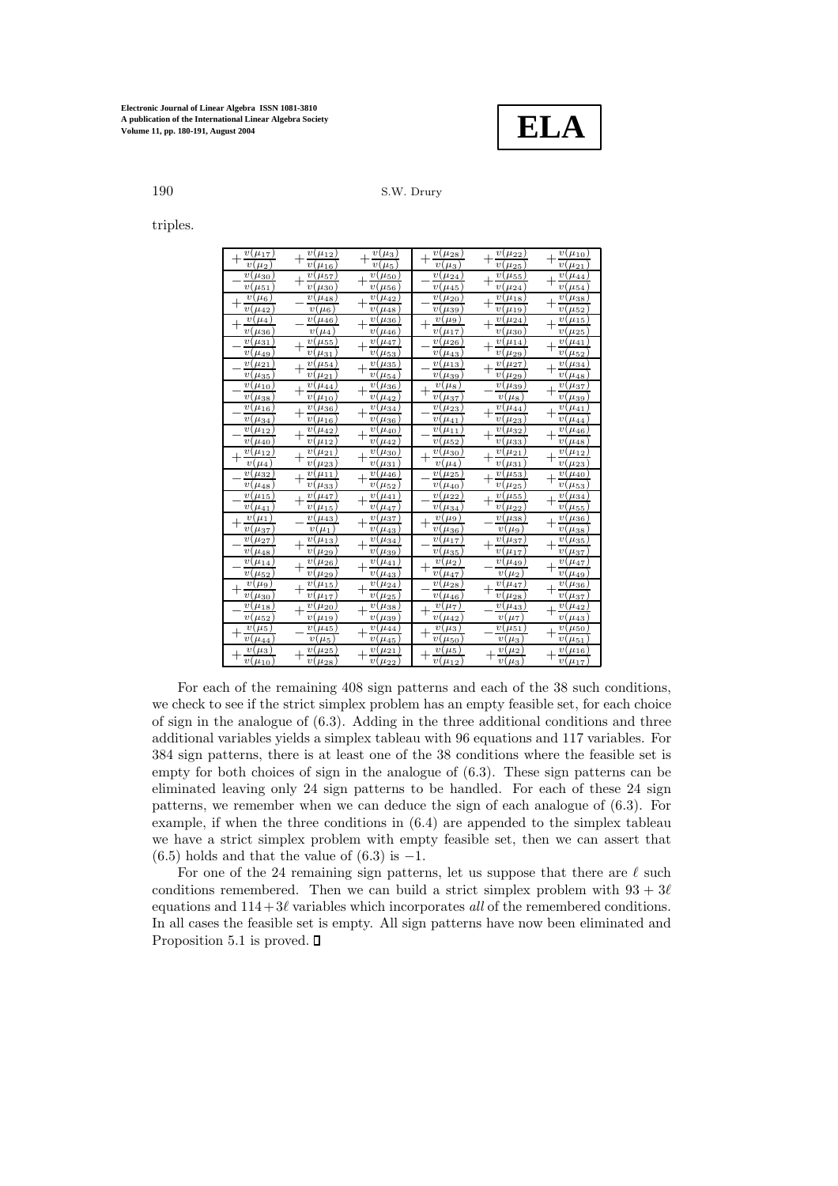triples.

| | | | | | |
|---|---|---|---|---|---|
| $+\frac{v(\mu_{17})}{v(\mu_2)}$ | $+\frac{v(\mu_{12})}{v(\mu_{16})}$ | $+\frac{v(\mu_3)}{v(\mu_5)}$ | $+\frac{v(\mu_{28})}{v(\mu_3)}$ | $+\frac{v(\mu_{22})}{v(\mu_{25})}$ | $+\frac{v(\mu_{10})}{v(\mu_{21})}$ |
| $-\frac{v(\mu_{30})}{v(\mu_{51})}$ | $+\frac{v(\mu_{57})}{v(\mu_{30})}$ | $+\frac{v(\mu_{50})}{v(\mu_{56})}$ | $-\frac{v(\mu_{24})}{v(\mu_{45})}$ | $+\frac{v(\mu_{55})}{v(\mu_{24})}$ | $+\frac{v(\mu_{44})}{v(\mu_{54})}$ |
| $+\frac{v(\mu_6)}{v(\mu_{42})}$ | $-\frac{v(\mu_{48})}{v(\mu_6)}$ | $+\frac{v(\mu_{42})}{v(\mu_{48})}$ | $-\frac{v(\mu_{20})}{v(\mu_{39})}$ | $+\frac{v(\mu_{18})}{v(\mu_{19})}$ | $+\frac{v(\mu_{38})}{v(\mu_{52})}$ |
| $+\frac{v(\mu_4)}{v(\mu_{36})}$ | $-\frac{v(\mu_{46})}{v(\mu_4)}$ | $+\frac{v(\mu_{36})}{v(\mu_{46})}$ | $+\frac{v(\mu_9)}{v(\mu_{17})}$ | $+\frac{v(\mu_{24})}{v(\mu_{30})}$ | $+\frac{v(\mu_{15})}{v(\mu_{25})}$ |
| $-\frac{v(\mu_{31})}{v(\mu_{49})}$ | $+\frac{v(\mu_{55})}{v(\mu_{31})}$ | $+\frac{v(\mu_{47})}{v(\mu_{53})}$ | $-\frac{v(\mu_{26})}{v(\mu_{43})}$ | $+\frac{v(\mu_{14})}{v(\mu_{29})}$ | $+\frac{v(\mu_{41})}{v(\mu_{52})}$ |
| $-\frac{v(\mu_{21})}{v(\mu_{35})}$ | $+\frac{v(\mu_{54})}{v(\mu_{21})}$ | $+\frac{v(\mu_{35})}{v(\mu_{54})}$ | $-\frac{v(\mu_{13})}{v(\mu_{39})}$ | $+\frac{v(\mu_{27})}{v(\mu_{29})}$ | $+\frac{v(\mu_{34})}{v(\mu_{48})}$ |
| $-\frac{v(\mu_{10})}{v(\mu_{38})}$ | $+\frac{v(\mu_{44})}{v(\mu_{10})}$ | $+\frac{v(\mu_{36})}{v(\mu_{42})}$ | $+\frac{v(\mu_8)}{v(\mu_{37})}$ | $-\frac{v(\mu_{39})}{v(\mu_8)}$ | $+\frac{v(\mu_{37})}{v(\mu_{39})}$ |
| $-\frac{v(\mu_{16})}{v(\mu_{34})}$ | $+\frac{v(\mu_{36})}{v(\mu_{16})}$ | $+\frac{v(\mu_{34})}{v(\mu_{36})}$ | $-\frac{v(\mu_{23})}{v(\mu_{41})}$ | $+\frac{v(\mu_{44})}{v(\mu_{23})}$ | $+\frac{v(\mu_{41})}{v(\mu_{44})}$ |
| $-\frac{v(\mu_{12})}{v(\mu_{40})}$ | $+\frac{v(\mu_{42})}{v(\mu_{12})}$ | $+\frac{v(\mu_{40})}{v(\mu_{42})}$ | $-\frac{v(\mu_{11})}{v(\mu_{52})}$ | $+\frac{v(\mu_{32})}{v(\mu_{33})}$ | $+\frac{v(\mu_{46})}{v(\mu_{48})}$ |
| $+\frac{v(\mu_{12})}{v(\mu_4)}$ | $+\frac{v(\mu_{21})}{v(\mu_{23})}$ | $+\frac{v(\mu_{30})}{v(\mu_{31})}$ | $+\frac{v(\mu_{30})}{v(\mu_4)}$ | $+\frac{v(\mu_{21})}{v(\mu_{31})}$ | $+\frac{v(\mu_{12})}{v(\mu_{23})}$ |
| $-\frac{v(\mu_{32})}{v(\mu_{48})}$ | $+\frac{v(\mu_{11})}{v(\mu_{33})}$ | $+\frac{v(\mu_{46})}{v(\mu_{52})}$ | $-\frac{v(\mu_{25})}{v(\mu_{40})}$ | $+\frac{v(\mu_{53})}{v(\mu_{25})}$ | $+\frac{v(\mu_{40})}{v(\mu_{53})}$ |
| $-\frac{v(\mu_{15})}{v(\mu_{41})}$ | $+\frac{v(\mu_{47})}{v(\mu_{15})}$ | $+\frac{v(\mu_{41})}{v(\mu_{47})}$ | $-\frac{v(\mu_{22})}{v(\mu_{34})}$ | $+\frac{v(\mu_{55})}{v(\mu_{22})}$ | $+\frac{v(\mu_{34})}{v(\mu_{55})}$ |
| $+\frac{v(\mu_1)}{v(\mu_{37})}$ | $-\frac{v(\mu_{43})}{v(\mu_1)}$ | $+\frac{v(\mu_{37})}{v(\mu_{43})}$ | $+\frac{v(\mu_9)}{v(\mu_{36})}$ | $-\frac{v(\mu_{38})}{v(\mu_9)}$ | $+\frac{v(\mu_{36})}{v(\mu_{38})}$ |
| $-\frac{v(\mu_{27})}{v(\mu_{48})}$ | $+\frac{v(\mu_{13})}{v(\mu_{29})}$ | $+\frac{v(\mu_{34})}{v(\mu_{39})}$ | $-\frac{v(\mu_{17})}{v(\mu_{35})}$ | $+\frac{v(\mu_{37})}{v(\mu_{17})}$ | $+\frac{v(\mu_{35})}{v(\mu_{37})}$ |
| $-\frac{v(\mu_{14})}{v(\mu_{52})}$ | $+\frac{v(\mu_{26})}{v(\mu_{29})}$ | $+\frac{v(\mu_{41})}{v(\mu_{43})}$ | $+\frac{v(\mu_2)}{v(\mu_{47})}$ | $-\frac{v(\mu_{49})}{v(\mu_2)}$ | $+\frac{v(\mu_{47})}{v(\mu_{49})}$ |
| $+\frac{v(\mu_9)}{v(\mu_{30})}$ | $+\frac{v(\mu_{15})}{v(\mu_{17})}$ | $+\frac{v(\mu_{24})}{v(\mu_{25})}$ | $-\frac{v(\mu_{28})}{v(\mu_{46})}$ | $+\frac{v(\mu_{47})}{v(\mu_{28})}$ | $+\frac{v(\mu_{36})}{v(\mu_{37})}$ |
| $-\frac{v(\mu_{18})}{v(\mu_{52})}$ | $+\frac{v(\mu_{20})}{v(\mu_{19})}$ | $+\frac{v(\mu_{38})}{v(\mu_{39})}$ | $+\frac{v(\mu_7)}{v(\mu_{42})}$ | $-\frac{v(\mu_{43})}{v(\mu_7)}$ | $+\frac{v(\mu_{42})}{v(\mu_{43})}$ |
| $+\frac{v(\mu_5)}{v(\mu_{44})}$ | $-\frac{v(\mu_{45})}{v(\mu_5)}$ | $+\frac{v(\mu_{44})}{v(\mu_{45})}$ | $+\frac{v(\mu_3)}{v(\mu_{50})}$ | $-\frac{v(\mu_{51})}{v(\mu_3)}$ | $+\frac{v(\mu_{50})}{v(\mu_{51})}$ |
| $+\frac{v(\mu_3)}{v(\mu_{10})}$ | $+\frac{v(\mu_{25})}{v(\mu_{28})}$ | $+\frac{v(\mu_{21})}{v(\mu_{22})}$ | $+\frac{v(\mu_5)}{v(\mu_{12})}$ | $+\frac{v(\mu_2)}{v(\mu_3)}$ | $+\frac{v(\mu_{16})}{v(\mu_{17})}$ |

For each of the remaining 408 sign patterns and each of the 38 such conditions, we check to see if the strict simplex problem has an empty feasible set, for each choice of sign in the analogue of (6.3). Adding in the three additional conditions and three additional variables yields a simplex tableau with 96 equations and 117 variables. For 384 sign patterns, there is at least one of the 38 conditions where the feasible set is empty for both choices of sign in the analogue of (6.3). These sign patterns can be eliminated leaving only 24 sign patterns to be handled. For each of these 24 sign patterns, we remember when we can deduce the sign of each analogue of (6.3). For example, if when the three conditions in (6.4) are appended to the simplex tableau we have a strict simplex problem with empty feasible set, then we can assert that (6.5) holds and that the value of (6.3) is $-1$.

For one of the 24 remaining sign patterns, let us suppose that there are $\ell$ such conditions remembered. Then we can build a strict simplex problem with $93 + 3\ell$ equations and $114 + 3\ell$ variables which incorporates *all* of the remembered conditions. In all cases the feasible set is empty. All sign patterns have now been eliminated and Proposition 5.1 is proved. ∎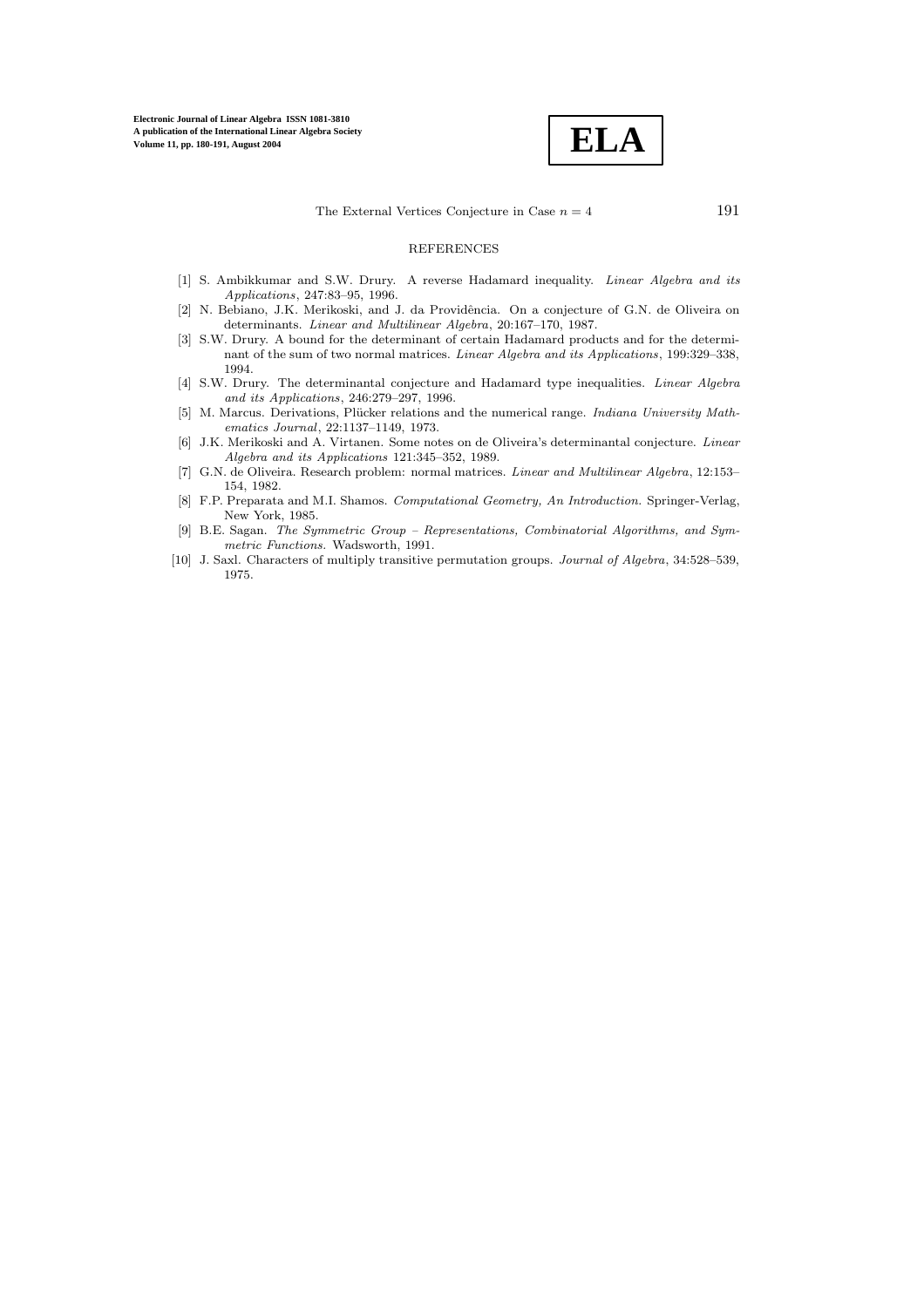## REFERENCES

[1] S. Ambikkumar and S.W. Drury. A reverse Hadamard inequality. *Linear Algebra and its Applications*, 247:83–95, 1996.

[2] N. Bebiano, J.K. Merikoski, and J. da Providência. On a conjecture of G.N. de Oliveira on determinants. *Linear and Multilinear Algebra*, 20:167–170, 1987.

[3] S.W. Drury. A bound for the determinant of certain Hadamard products and for the determinant of the sum of two normal matrices. *Linear Algebra and its Applications*, 199:329–338, 1994.

[4] S.W. Drury. The determinantal conjecture and Hadamard type inequalities. *Linear Algebra and its Applications*, 246:279–297, 1996.

[5] M. Marcus. Derivations, Plücker relations and the numerical range. *Indiana University Mathematics Journal*, 22:1137–1149, 1973.

[6] J.K. Merikoski and A. Virtanen. Some notes on de Oliveira's determinantal conjecture. *Linear Algebra and its Applications* 121:345–352, 1989.

[7] G.N. de Oliveira. Research problem: normal matrices. *Linear and Multilinear Algebra*, 12:153–154, 1982.

[8] F.P. Preparata and M.I. Shamos. *Computational Geometry, An Introduction.* Springer-Verlag, New York, 1985.

[9] B.E. Sagan. *The Symmetric Group – Representations, Combinatorial Algorithms, and Symmetric Functions.* Wadsworth, 1991.

[10] J. Saxl. Characters of multiply transitive permutation groups. *Journal of Algebra*, 34:528–539, 1975.